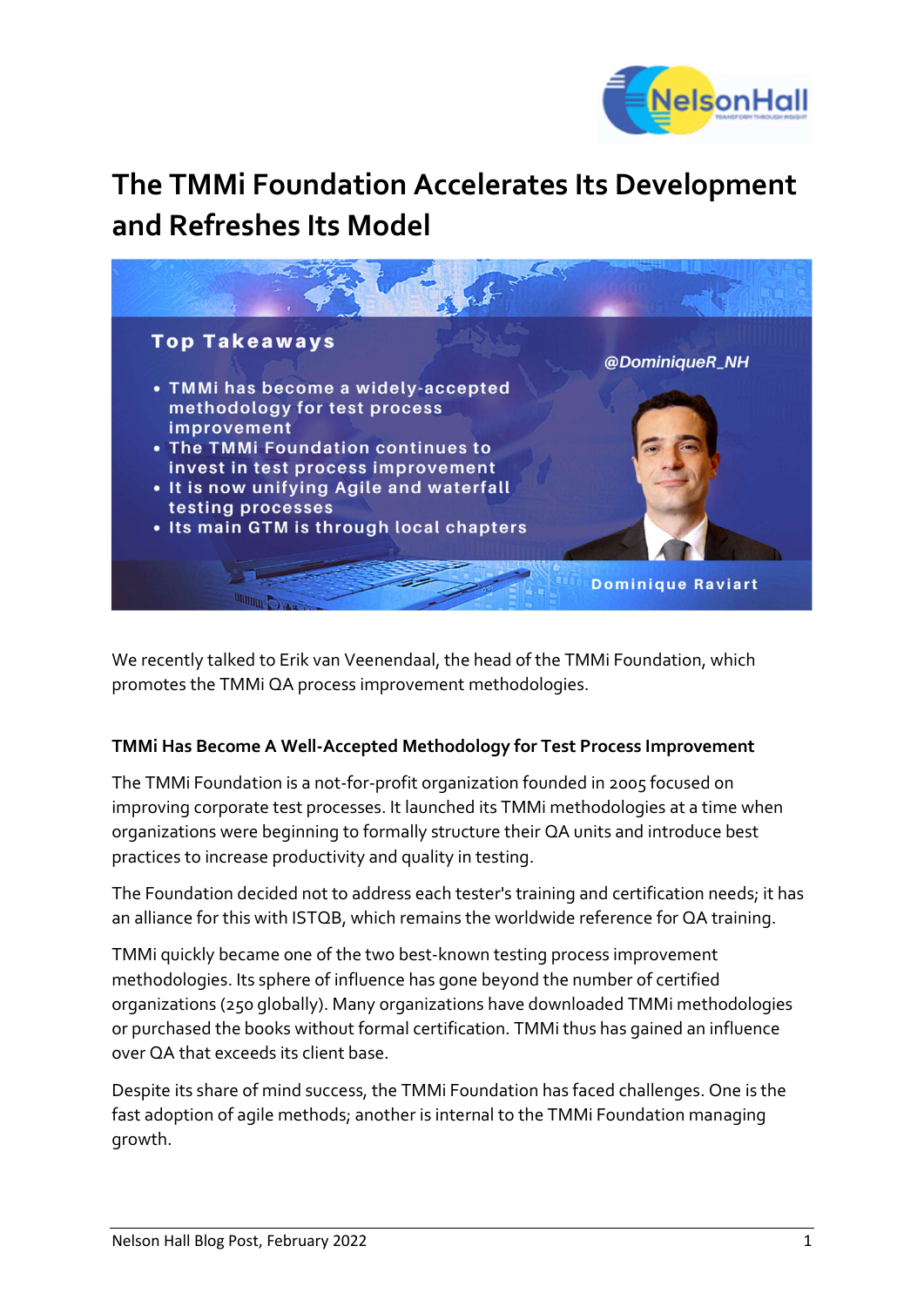# The TMMi Foundation Accelerates Its Development and Refreshes Its Model

**Top Takeaways**

- TMMi has become a widely-accepted methodology for test process improvement
- The TMMi Foundation continues to invest in test process improvement
- It is now unifying Agile and waterfall testing processes
- Its main GTM is through local chapters

@DominiqueR_NH

Dominique Raviart

We recently talked to Erik van Veenendaal, the head of the TMMi Foundation, which promotes the TMMi QA process improvement methodologies.

### TMMi Has Become A Well-Accepted Methodology for Test Process Improvement

The TMMi Foundation is a not-for-profit organization founded in 2005 focused on improving corporate test processes. It launched its TMMi methodologies at a time when organizations were beginning to formally structure their QA units and introduce best practices to increase productivity and quality in testing.

The Foundation decided not to address each tester's training and certification needs; it has an alliance for this with ISTQB, which remains the worldwide reference for QA training.

TMMi quickly became one of the two best-known testing process improvement methodologies. Its sphere of influence has gone beyond the number of certified organizations (250 globally). Many organizations have downloaded TMMi methodologies or purchased the books without formal certification. TMMi thus has gained an influence over QA that exceeds its client base.

Despite its share of mind success, the TMMi Foundation has faced challenges. One is the fast adoption of agile methods; another is internal to the TMMi Foundation managing growth.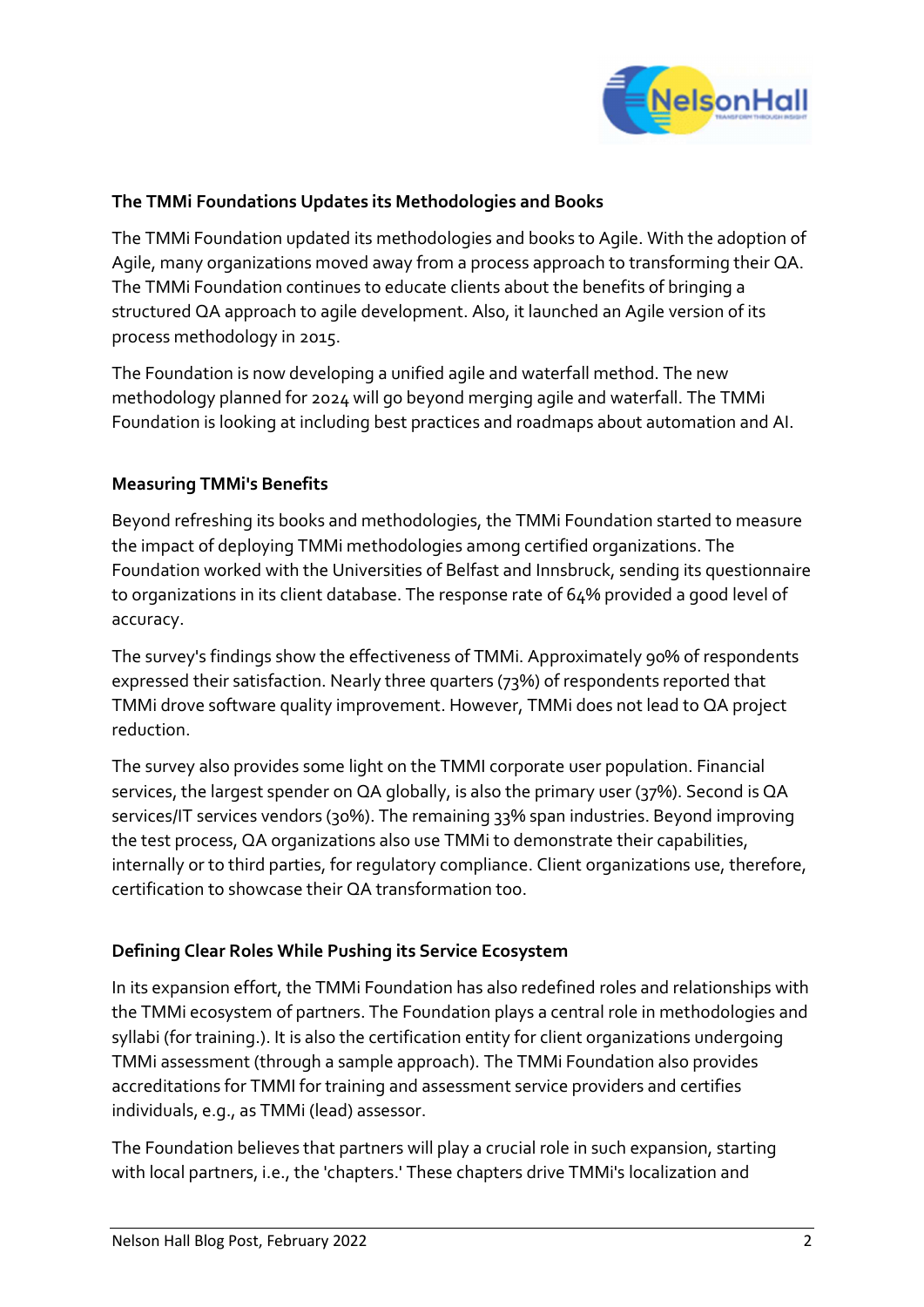### The TMMi Foundations Updates its Methodologies and Books

The TMMi Foundation updated its methodologies and books to Agile. With the adoption of Agile, many organizations moved away from a process approach to transforming their QA. The TMMi Foundation continues to educate clients about the benefits of bringing a structured QA approach to agile development. Also, it launched an Agile version of its process methodology in 2015.

The Foundation is now developing a unified agile and waterfall method. The new methodology planned for 2024 will go beyond merging agile and waterfall. The TMMi Foundation is looking at including best practices and roadmaps about automation and AI.

### Measuring TMMi's Benefits

Beyond refreshing its books and methodologies, the TMMi Foundation started to measure the impact of deploying TMMi methodologies among certified organizations. The Foundation worked with the Universities of Belfast and Innsbruck, sending its questionnaire to organizations in its client database. The response rate of 64% provided a good level of accuracy.

The survey's findings show the effectiveness of TMMi. Approximately 90% of respondents expressed their satisfaction. Nearly three quarters (73%) of respondents reported that TMMi drove software quality improvement. However, TMMi does not lead to QA project reduction.

The survey also provides some light on the TMMI corporate user population. Financial services, the largest spender on QA globally, is also the primary user (37%). Second is QA services/IT services vendors (30%). The remaining 33% span industries. Beyond improving the test process, QA organizations also use TMMi to demonstrate their capabilities, internally or to third parties, for regulatory compliance. Client organizations use, therefore, certification to showcase their QA transformation too.

### Defining Clear Roles While Pushing its Service Ecosystem

In its expansion effort, the TMMi Foundation has also redefined roles and relationships with the TMMi ecosystem of partners. The Foundation plays a central role in methodologies and syllabi (for training.). It is also the certification entity for client organizations undergoing TMMi assessment (through a sample approach). The TMMi Foundation also provides accreditations for TMMI for training and assessment service providers and certifies individuals, e.g., as TMMi (lead) assessor.

The Foundation believes that partners will play a crucial role in such expansion, starting with local partners, i.e., the 'chapters.' These chapters drive TMMi's localization and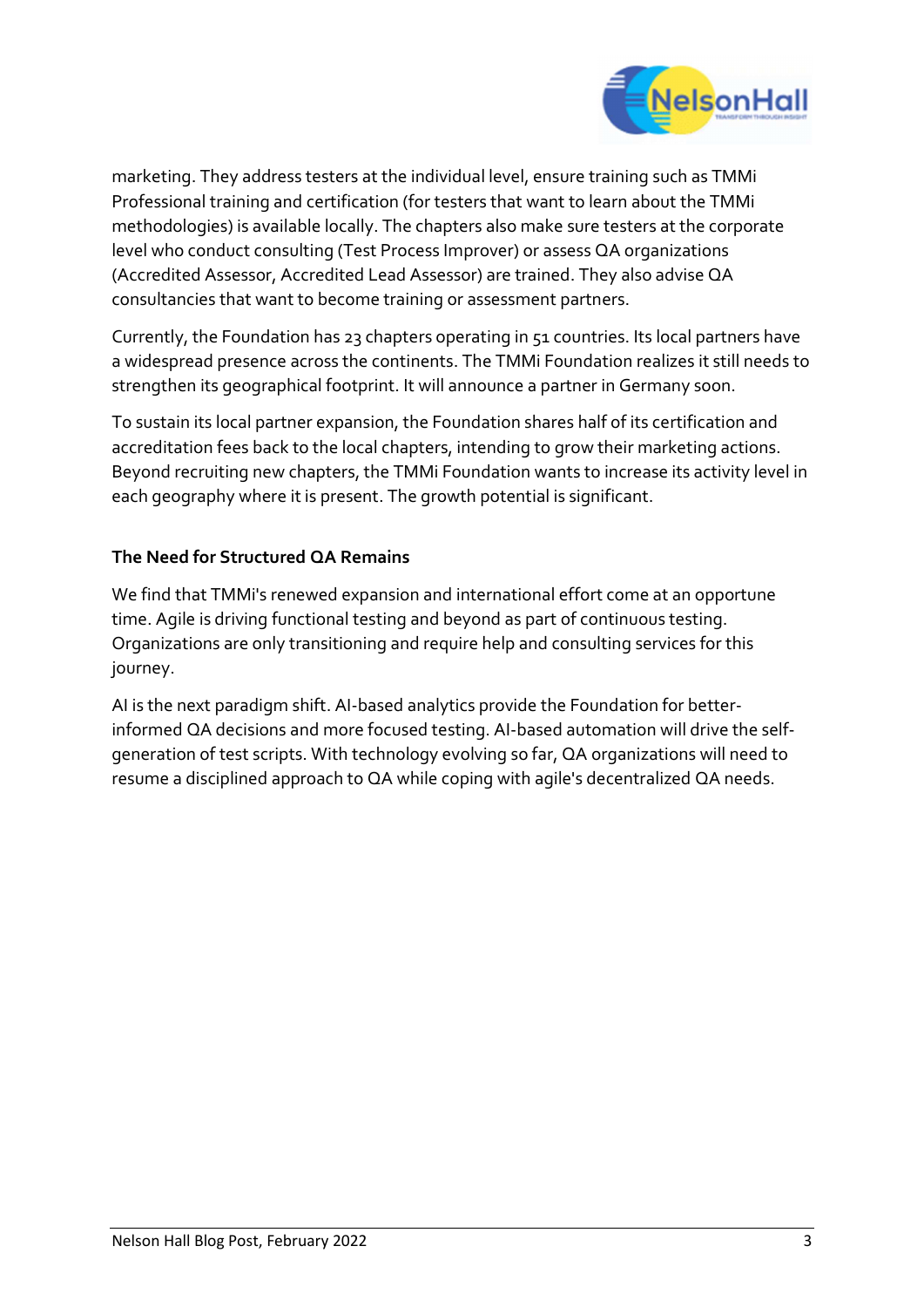marketing. They address testers at the individual level, ensure training such as TMMi Professional training and certification (for testers that want to learn about the TMMi methodologies) is available locally. The chapters also make sure testers at the corporate level who conduct consulting (Test Process Improver) or assess QA organizations (Accredited Assessor, Accredited Lead Assessor) are trained. They also advise QA consultancies that want to become training or assessment partners.

Currently, the Foundation has 23 chapters operating in 51 countries. Its local partners have a widespread presence across the continents. The TMMi Foundation realizes it still needs to strengthen its geographical footprint. It will announce a partner in Germany soon.

To sustain its local partner expansion, the Foundation shares half of its certification and accreditation fees back to the local chapters, intending to grow their marketing actions. Beyond recruiting new chapters, the TMMi Foundation wants to increase its activity level in each geography where it is present. The growth potential is significant.

**The Need for Structured QA Remains**

We find that TMMi's renewed expansion and international effort come at an opportune time. Agile is driving functional testing and beyond as part of continuous testing. Organizations are only transitioning and require help and consulting services for this journey.

AI is the next paradigm shift. AI-based analytics provide the Foundation for better-informed QA decisions and more focused testing. AI-based automation will drive the self-generation of test scripts. With technology evolving so far, QA organizations will need to resume a disciplined approach to QA while coping with agile's decentralized QA needs.